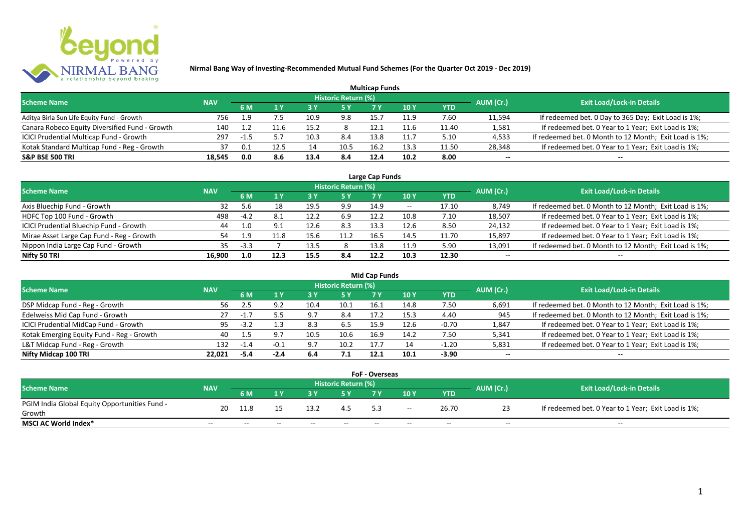## Nirmal Bang Way of Investing-Recommended Mutual Fund Schemes (For the Quarter Oct 2019 - Dec 2019)

### Multicap Funds

| Scheme Name | NAV | Historic Return (%) | | | | | | | AUM (Cr.) | Exit Load/Lock-in Details |
|---|---|---|---|---|---|---|---|---|---|---|
| | | 6 M | 1 Y | 3 Y | 5 Y | 7 Y | 10 Y | YTD | | |
| Aditya Birla Sun Life Equity Fund - Growth | 756 | 1.9 | 7.5 | 10.9 | 9.8 | 15.7 | 11.9 | 7.60 | 11,594 | If redeemed bet. 0 Day to 365 Day; Exit Load is 1%; |
| Canara Robeco Equity Diversified Fund - Growth | 140 | 1.2 | 11.6 | 15.2 | 8 | 12.1 | 11.6 | 11.40 | 1,581 | If redeemed bet. 0 Year to 1 Year; Exit Load is 1%; |
| ICICI Prudential Multicap Fund - Growth | 297 | -1.5 | 5.7 | 10.3 | 8.4 | 13.8 | 11.7 | 5.10 | 4,533 | If redeemed bet. 0 Month to 12 Month; Exit Load is 1%; |
| Kotak Standard Multicap Fund - Reg - Growth | 37 | 0.1 | 12.5 | 14 | 10.5 | 16.2 | 13.3 | 11.50 | 28,348 | If redeemed bet. 0 Year to 1 Year; Exit Load is 1%; |
| **S&P BSE 500 TRI** | **18,545** | **0.0** | **8.6** | **13.4** | **8.4** | **12.4** | **10.2** | **8.00** | -- | -- |

### Large Cap Funds

| Scheme Name | NAV | Historic Return (%) | | | | | | | AUM (Cr.) | Exit Load/Lock-in Details |
|---|---|---|---|---|---|---|---|---|---|---|
| | | 6 M | 1 Y | 3 Y | 5 Y | 7 Y | 10 Y | YTD | | |
| Axis Bluechip Fund - Growth | 32 | 5.6 | 18 | 19.5 | 9.9 | 14.9 | -- | 17.10 | 8,749 | If redeemed bet. 0 Month to 12 Month; Exit Load is 1%; |
| HDFC Top 100 Fund - Growth | 498 | -4.2 | 8.1 | 12.2 | 6.9 | 12.2 | 10.8 | 7.10 | 18,507 | If redeemed bet. 0 Year to 1 Year; Exit Load is 1%; |
| ICICI Prudential Bluechip Fund - Growth | 44 | 1.0 | 9.1 | 12.6 | 8.3 | 13.3 | 12.6 | 8.50 | 24,132 | If redeemed bet. 0 Year to 1 Year; Exit Load is 1%; |
| Mirae Asset Large Cap Fund - Reg - Growth | 54 | 1.9 | 11.8 | 15.6 | 11.2 | 16.5 | 14.5 | 11.70 | 15,897 | If redeemed bet. 0 Year to 1 Year; Exit Load is 1%; |
| Nippon India Large Cap Fund - Growth | 35 | -3.3 | 7 | 13.5 | 8 | 13.8 | 11.9 | 5.90 | 13,091 | If redeemed bet. 0 Month to 12 Month; Exit Load is 1%; |
| **Nifty 50 TRI** | **16,900** | **1.0** | **12.3** | **15.5** | **8.4** | **12.2** | **10.3** | **12.30** | -- | -- |

### Mid Cap Funds

| Scheme Name | NAV | Historic Return (%) | | | | | | | AUM (Cr.) | Exit Load/Lock-in Details |
|---|---|---|---|---|---|---|---|---|---|---|
| | | 6 M | 1 Y | 3 Y | 5 Y | 7 Y | 10 Y | YTD | | |
| DSP Midcap Fund - Reg - Growth | 56 | 2.5 | 9.2 | 10.4 | 10.1 | 16.1 | 14.8 | 7.50 | 6,691 | If redeemed bet. 0 Month to 12 Month; Exit Load is 1%; |
| Edelweiss Mid Cap Fund - Growth | 27 | -1.7 | 5.5 | 9.7 | 8.4 | 17.2 | 15.3 | 4.40 | 945 | If redeemed bet. 0 Month to 12 Month; Exit Load is 1%; |
| ICICI Prudential MidCap Fund - Growth | 95 | -3.2 | 1.3 | 8.3 | 6.5 | 15.9 | 12.6 | -0.70 | 1,847 | If redeemed bet. 0 Year to 1 Year; Exit Load is 1%; |
| Kotak Emerging Equity Fund - Reg - Growth | 40 | 1.5 | 9.7 | 10.5 | 10.6 | 16.9 | 14.2 | 7.50 | 5,341 | If redeemed bet. 0 Year to 1 Year; Exit Load is 1%; |
| L&T Midcap Fund - Reg - Growth | 132 | -1.4 | -0.1 | 9.7 | 10.2 | 17.7 | 14 | -1.20 | 5,831 | If redeemed bet. 0 Year to 1 Year; Exit Load is 1%; |
| **Nifty Midcap 100 TRI** | **22,021** | **-5.4** | **-2.4** | **6.4** | **7.1** | **12.1** | **10.1** | **-3.90** | -- | -- |

### FoF - Overseas

| Scheme Name | NAV | Historic Return (%) | | | | | | | AUM (Cr.) | Exit Load/Lock-in Details |
|---|---|---|---|---|---|---|---|---|---|---|
| | | 6 M | 1 Y | 3 Y | 5 Y | 7 Y | 10 Y | YTD | | |
| PGIM India Global Equity Opportunities Fund - Growth | 20 | 11.8 | 15 | 13.2 | 4.5 | 5.3 | -- | 26.70 | 23 | If redeemed bet. 0 Year to 1 Year; Exit Load is 1%; |
| **MSCI AC World Index*** | -- | -- | -- | -- | -- | -- | -- | -- | -- | -- |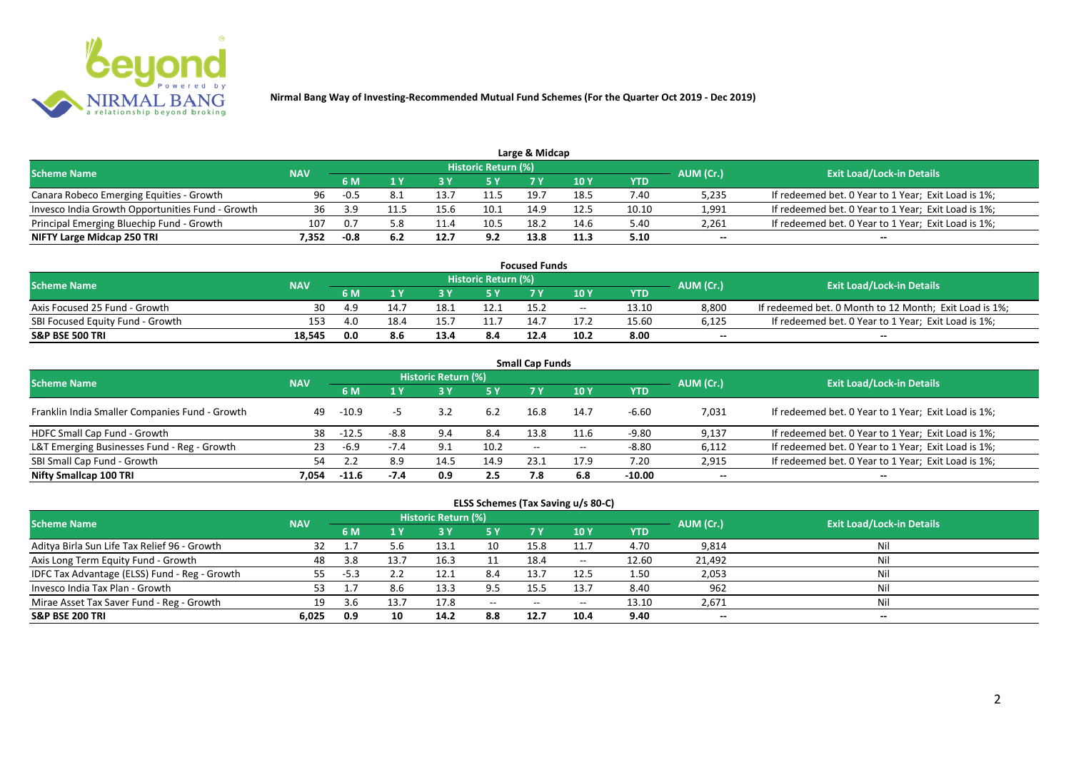# Nirmal Bang Way of Investing-Recommended Mutual Fund Schemes (For the Quarter Oct 2019 - Dec 2019)

## Large & Midcap

| Scheme Name | NAV | Historic Return (%) | | | | | | | AUM (Cr.) | Exit Load/Lock-in Details |
|---|---|---|---|---|---|---|---|---|---|---|
| | | 6 M | 1 Y | 3 Y | 5 Y | 7 Y | 10 Y | YTD | | |
| Canara Robeco Emerging Equities - Growth | 96 | -0.5 | 8.1 | 13.7 | 11.5 | 19.7 | 18.5 | 7.40 | 5,235 | If redeemed bet. 0 Year to 1 Year; Exit Load is 1%; |
| Invesco India Growth Opportunities Fund - Growth | 36 | 3.9 | 11.5 | 15.6 | 10.1 | 14.9 | 12.5 | 10.10 | 1,991 | If redeemed bet. 0 Year to 1 Year; Exit Load is 1%; |
| Principal Emerging Bluechip Fund - Growth | 107 | 0.7 | 5.8 | 11.4 | 10.5 | 18.2 | 14.6 | 5.40 | 2,261 | If redeemed bet. 0 Year to 1 Year; Exit Load is 1%; |
| **NIFTY Large Midcap 250 TRI** | **7,352** | **-0.8** | **6.2** | **12.7** | **9.2** | **13.8** | **11.3** | **5.10** | **--** | **--** |

## Focused Funds

| Scheme Name | NAV | Historic Return (%) | | | | | | | AUM (Cr.) | Exit Load/Lock-in Details |
|---|---|---|---|---|---|---|---|---|---|---|
| | | 6 M | 1 Y | 3 Y | 5 Y | 7 Y | 10 Y | YTD | | |
| Axis Focused 25 Fund - Growth | 30 | 4.9 | 14.7 | 18.1 | 12.1 | 15.2 | -- | 13.10 | 8,800 | If redeemed bet. 0 Month to 12 Month; Exit Load is 1%; |
| SBI Focused Equity Fund - Growth | 153 | 4.0 | 18.4 | 15.7 | 11.7 | 14.7 | 17.2 | 15.60 | 6,125 | If redeemed bet. 0 Year to 1 Year; Exit Load is 1%; |
| **S&P BSE 500 TRI** | **18,545** | **0.0** | **8.6** | **13.4** | **8.4** | **12.4** | **10.2** | **8.00** | **--** | **--** |

## Small Cap Funds

| Scheme Name | NAV | Historic Return (%) | | | | | | | AUM (Cr.) | Exit Load/Lock-in Details |
|---|---|---|---|---|---|---|---|---|---|---|
| | | 6 M | 1 Y | 3 Y | 5 Y | 7 Y | 10 Y | YTD | | |
| Franklin India Smaller Companies Fund - Growth | 49 | -10.9 | -5 | 3.2 | 6.2 | 16.8 | 14.7 | -6.60 | 7,031 | If redeemed bet. 0 Year to 1 Year; Exit Load is 1%; |
| HDFC Small Cap Fund - Growth | 38 | -12.5 | -8.8 | 9.4 | 8.4 | 13.8 | 11.6 | -9.80 | 9,137 | If redeemed bet. 0 Year to 1 Year; Exit Load is 1%; |
| L&T Emerging Businesses Fund - Reg - Growth | 23 | -6.9 | -7.4 | 9.1 | 10.2 | -- | -- | -8.80 | 6,112 | If redeemed bet. 0 Year to 1 Year; Exit Load is 1%; |
| SBI Small Cap Fund - Growth | 54 | 2.2 | 8.9 | 14.5 | 14.9 | 23.1 | 17.9 | 7.20 | 2,915 | If redeemed bet. 0 Year to 1 Year; Exit Load is 1%; |
| **Nifty Smallcap 100 TRI** | **7,054** | **-11.6** | **-7.4** | **0.9** | **2.5** | **7.8** | **6.8** | **-10.00** | **--** | **--** |

## ELSS Schemes (Tax Saving u/s 80-C)

| Scheme Name | NAV | Historic Return (%) | | | | | | | AUM (Cr.) | Exit Load/Lock-in Details |
|---|---|---|---|---|---|---|---|---|---|---|
| | | 6 M | 1 Y | 3 Y | 5 Y | 7 Y | 10 Y | YTD | | |
| Aditya Birla Sun Life Tax Relief 96 - Growth | 32 | 1.7 | 5.6 | 13.1 | 10 | 15.8 | 11.7 | 4.70 | 9,814 | Nil |
| Axis Long Term Equity Fund - Growth | 48 | 3.8 | 13.7 | 16.3 | 11 | 18.4 | -- | 12.60 | 21,492 | Nil |
| IDFC Tax Advantage (ELSS) Fund - Reg - Growth | 55 | -5.3 | 2.2 | 12.1 | 8.4 | 13.7 | 12.5 | 1.50 | 2,053 | Nil |
| Invesco India Tax Plan - Growth | 53 | 1.7 | 8.6 | 13.3 | 9.5 | 15.5 | 13.7 | 8.40 | 962 | Nil |
| Mirae Asset Tax Saver Fund - Reg - Growth | 19 | 3.6 | 13.7 | 17.8 | -- | -- | -- | 13.10 | 2,671 | Nil |
| **S&P BSE 200 TRI** | **6,025** | **0.9** | **10** | **14.2** | **8.8** | **12.7** | **10.4** | **9.40** | **--** | **--** |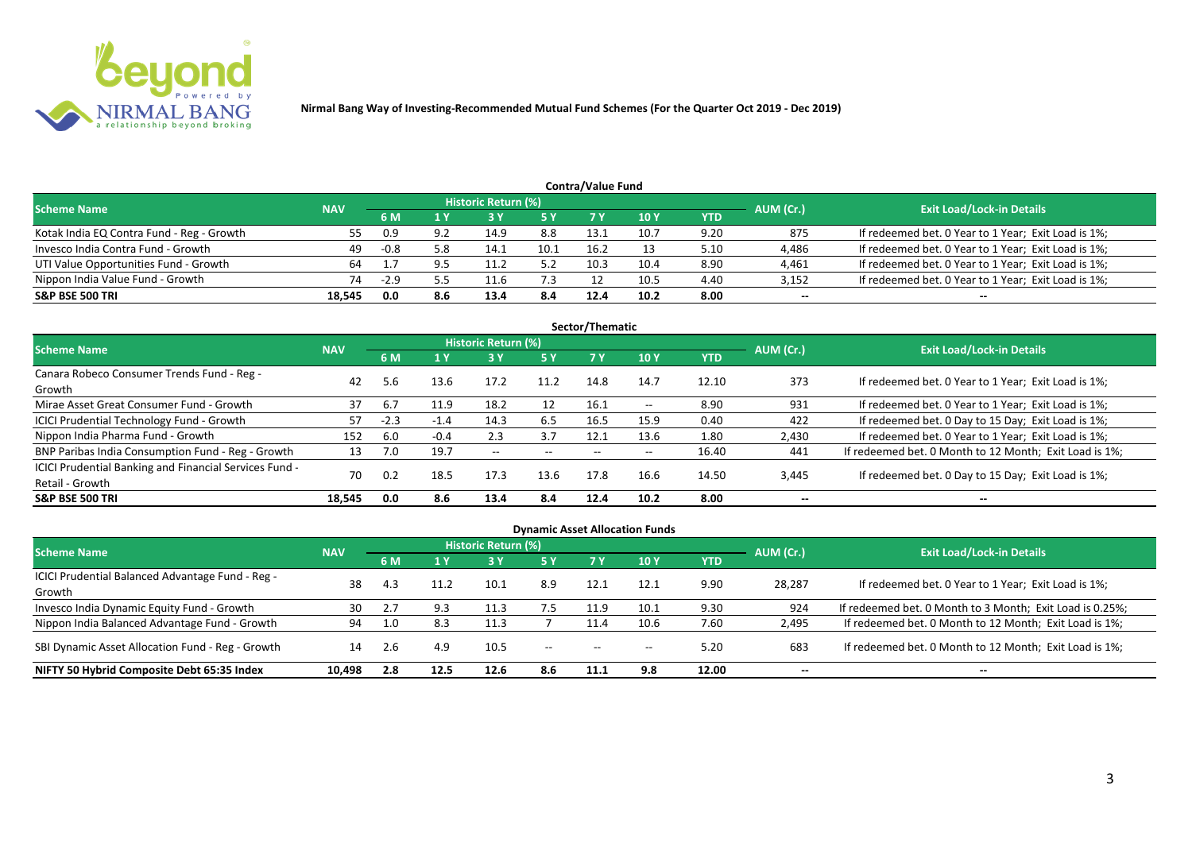Nirmal Bang Way of Investing-Recommended Mutual Fund Schemes (For the Quarter Oct 2019 - Dec 2019)

## Contra/Value Fund

| Scheme Name | NAV | Historic Return (%) | | | | | | | AUM (Cr.) | Exit Load/Lock-in Details |
|---|---|---|---|---|---|---|---|---|---|---|
| | | 6 M | 1 Y | 3 Y | 5 Y | 7 Y | 10 Y | YTD | | |
| Kotak India EQ Contra Fund - Reg - Growth | 55 | 0.9 | 9.2 | 14.9 | 8.8 | 13.1 | 10.7 | 9.20 | 875 | If redeemed bet. 0 Year to 1 Year; Exit Load is 1%; |
| Invesco India Contra Fund - Growth | 49 | -0.8 | 5.8 | 14.1 | 10.1 | 16.2 | 13 | 5.10 | 4,486 | If redeemed bet. 0 Year to 1 Year; Exit Load is 1%; |
| UTI Value Opportunities Fund - Growth | 64 | 1.7 | 9.5 | 11.2 | 5.2 | 10.3 | 10.4 | 8.90 | 4,461 | If redeemed bet. 0 Year to 1 Year; Exit Load is 1%; |
| Nippon India Value Fund - Growth | 74 | -2.9 | 5.5 | 11.6 | 7.3 | 12 | 10.5 | 4.40 | 3,152 | If redeemed bet. 0 Year to 1 Year; Exit Load is 1%; |
| **S&P BSE 500 TRI** | **18,545** | **0.0** | **8.6** | **13.4** | **8.4** | **12.4** | **10.2** | **8.00** | **--** | **--** |

## Sector/Thematic

| Scheme Name | NAV | Historic Return (%) | | | | | | | AUM (Cr.) | Exit Load/Lock-in Details |
|---|---|---|---|---|---|---|---|---|---|---|
| | | 6 M | 1 Y | 3 Y | 5 Y | 7 Y | 10 Y | YTD | | |
| Canara Robeco Consumer Trends Fund - Reg - Growth | 42 | 5.6 | 13.6 | 17.2 | 11.2 | 14.8 | 14.7 | 12.10 | 373 | If redeemed bet. 0 Year to 1 Year; Exit Load is 1%; |
| Mirae Asset Great Consumer Fund - Growth | 37 | 6.7 | 11.9 | 18.2 | 12 | 16.1 | -- | 8.90 | 931 | If redeemed bet. 0 Year to 1 Year; Exit Load is 1%; |
| ICICI Prudential Technology Fund - Growth | 57 | -2.3 | -1.4 | 14.3 | 6.5 | 16.5 | 15.9 | 0.40 | 422 | If redeemed bet. 0 Day to 15 Day; Exit Load is 1%; |
| Nippon India Pharma Fund - Growth | 152 | 6.0 | -0.4 | 2.3 | 3.7 | 12.1 | 13.6 | 1.80 | 2,430 | If redeemed bet. 0 Year to 1 Year; Exit Load is 1%; |
| BNP Paribas India Consumption Fund - Reg - Growth | 13 | 7.0 | 19.7 | -- | -- | -- | -- | 16.40 | 441 | If redeemed bet. 0 Month to 12 Month; Exit Load is 1%; |
| ICICI Prudential Banking and Financial Services Fund - Retail - Growth | 70 | 0.2 | 18.5 | 17.3 | 13.6 | 17.8 | 16.6 | 14.50 | 3,445 | If redeemed bet. 0 Day to 15 Day; Exit Load is 1%; |
| **S&P BSE 500 TRI** | **18,545** | **0.0** | **8.6** | **13.4** | **8.4** | **12.4** | **10.2** | **8.00** | **--** | **--** |

## Dynamic Asset Allocation Funds

| Scheme Name | NAV | Historic Return (%) | | | | | | | AUM (Cr.) | Exit Load/Lock-in Details |
|---|---|---|---|---|---|---|---|---|---|---|
| | | 6 M | 1 Y | 3 Y | 5 Y | 7 Y | 10 Y | YTD | | |
| ICICI Prudential Balanced Advantage Fund - Reg - Growth | 38 | 4.3 | 11.2 | 10.1 | 8.9 | 12.1 | 12.1 | 9.90 | 28,287 | If redeemed bet. 0 Year to 1 Year; Exit Load is 1%; |
| Invesco India Dynamic Equity Fund - Growth | 30 | 2.7 | 9.3 | 11.3 | 7.5 | 11.9 | 10.1 | 9.30 | 924 | If redeemed bet. 0 Month to 3 Month; Exit Load is 0.25%; |
| Nippon India Balanced Advantage Fund - Growth | 94 | 1.0 | 8.3 | 11.3 | 7 | 11.4 | 10.6 | 7.60 | 2,495 | If redeemed bet. 0 Month to 12 Month; Exit Load is 1%; |
| SBI Dynamic Asset Allocation Fund - Reg - Growth | 14 | 2.6 | 4.9 | 10.5 | -- | -- | -- | 5.20 | 683 | If redeemed bet. 0 Month to 12 Month; Exit Load is 1%; |
| **NIFTY 50 Hybrid Composite Debt 65:35 Index** | **10,498** | **2.8** | **12.5** | **12.6** | **8.6** | **11.1** | **9.8** | **12.00** | **--** | **--** |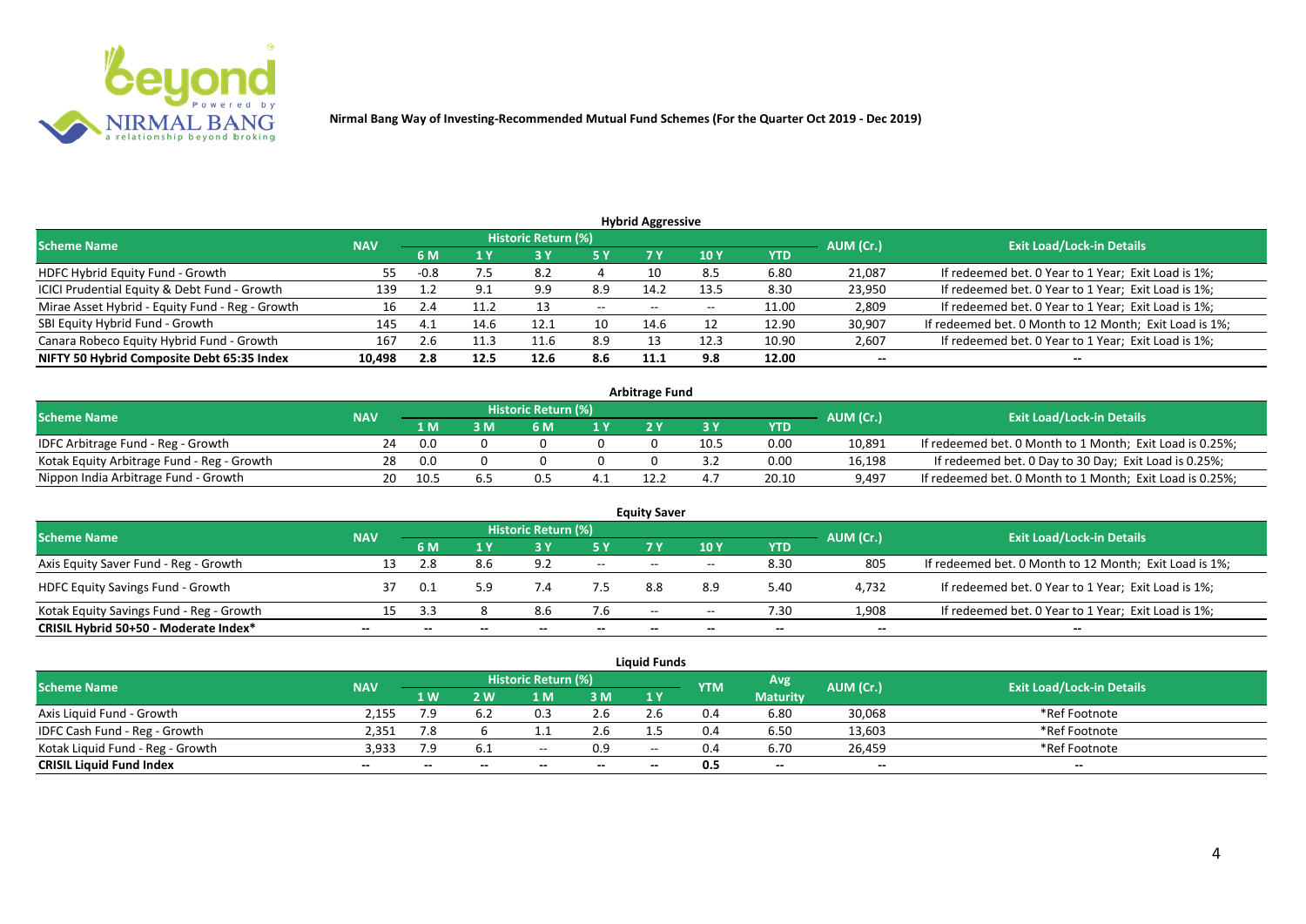Nirmal Bang Way of Investing-Recommended Mutual Fund Schemes (For the Quarter Oct 2019 - Dec 2019)

## Hybrid Aggressive

| Scheme Name | NAV | Historic Return (%) | | | | | | | AUM (Cr.) | Exit Load/Lock-in Details |
|---|---|---|---|---|---|---|---|---|---|---|
| | | 6 M | 1 Y | 3 Y | 5 Y | 7 Y | 10 Y | YTD | | |
| HDFC Hybrid Equity Fund - Growth | 55 | -0.8 | 7.5 | 8.2 | 4 | 10 | 8.5 | 6.80 | 21,087 | If redeemed bet. 0 Year to 1 Year; Exit Load is 1%; |
| ICICI Prudential Equity & Debt Fund - Growth | 139 | 1.2 | 9.1 | 9.9 | 8.9 | 14.2 | 13.5 | 8.30 | 23,950 | If redeemed bet. 0 Year to 1 Year; Exit Load is 1%; |
| Mirae Asset Hybrid - Equity Fund - Reg - Growth | 16 | 2.4 | 11.2 | 13 | -- | -- | -- | 11.00 | 2,809 | If redeemed bet. 0 Year to 1 Year; Exit Load is 1%; |
| SBI Equity Hybrid Fund - Growth | 145 | 4.1 | 14.6 | 12.1 | 10 | 14.6 | 12 | 12.90 | 30,907 | If redeemed bet. 0 Month to 12 Month; Exit Load is 1%; |
| Canara Robeco Equity Hybrid Fund - Growth | 167 | 2.6 | 11.3 | 11.6 | 8.9 | 13 | 12.3 | 10.90 | 2,607 | If redeemed bet. 0 Year to 1 Year; Exit Load is 1%; |
| **NIFTY 50 Hybrid Composite Debt 65:35 Index** | **10,498** | **2.8** | **12.5** | **12.6** | **8.6** | **11.1** | **9.8** | **12.00** | **--** | **--** |

## Arbitrage Fund

| Scheme Name | NAV | Historic Return (%) | | | | | | | AUM (Cr.) | Exit Load/Lock-in Details |
|---|---|---|---|---|---|---|---|---|---|---|
| | | 1 M | 3 M | 6 M | 1 Y | 2 Y | 3 Y | YTD | | |
| IDFC Arbitrage Fund - Reg - Growth | 24 | 0.0 | 0 | 0 | 0 | 0 | 10.5 | 0.00 | 10,891 | If redeemed bet. 0 Month to 1 Month; Exit Load is 0.25%; |
| Kotak Equity Arbitrage Fund - Reg - Growth | 28 | 0.0 | 0 | 0 | 0 | 0 | 3.2 | 0.00 | 16,198 | If redeemed bet. 0 Day to 30 Day; Exit Load is 0.25%; |
| Nippon India Arbitrage Fund - Growth | 20 | 10.5 | 6.5 | 0.5 | 4.1 | 12.2 | 4.7 | 20.10 | 9,497 | If redeemed bet. 0 Month to 1 Month; Exit Load is 0.25%; |

## Equity Saver

| Scheme Name | NAV | Historic Return (%) | | | | | | | AUM (Cr.) | Exit Load/Lock-in Details |
|---|---|---|---|---|---|---|---|---|---|---|
| | | 6 M | 1 Y | 3 Y | 5 Y | 7 Y | 10 Y | YTD | | |
| Axis Equity Saver Fund - Reg - Growth | 13 | 2.8 | 8.6 | 9.2 | -- | -- | -- | 8.30 | 805 | If redeemed bet. 0 Month to 12 Month; Exit Load is 1%; |
| HDFC Equity Savings Fund - Growth | 37 | 0.1 | 5.9 | 7.4 | 7.5 | 8.8 | 8.9 | 5.40 | 4,732 | If redeemed bet. 0 Year to 1 Year; Exit Load is 1%; |
| Kotak Equity Savings Fund - Reg - Growth | 15 | 3.3 | 8 | 8.6 | 7.6 | -- | -- | 7.30 | 1,908 | If redeemed bet. 0 Year to 1 Year; Exit Load is 1%; |
| **CRISIL Hybrid 50+50 - Moderate Index*** | **--** | **--** | **--** | **--** | **--** | **--** | **--** | **--** | **--** | **--** |

## Liquid Funds

| Scheme Name | NAV | Historic Return (%) | | | | | YTM | Avg Maturity | AUM (Cr.) | Exit Load/Lock-in Details |
|---|---|---|---|---|---|---|---|---|---|---|
| | | 1 W | 2 W | 1 M | 3 M | 1 Y | | | | |
| Axis Liquid Fund - Growth | 2,155 | 7.9 | 6.2 | 0.3 | 2.6 | 2.6 | 0.4 | 6.80 | 30,068 | *Ref Footnote |
| IDFC Cash Fund - Reg - Growth | 2,351 | 7.8 | 6 | 1.1 | 2.6 | 1.5 | 0.4 | 6.50 | 13,603 | *Ref Footnote |
| Kotak Liquid Fund - Reg - Growth | 3,933 | 7.9 | 6.1 | -- | 0.9 | -- | 0.4 | 6.70 | 26,459 | *Ref Footnote |
| **CRISIL Liquid Fund Index** | **--** | **--** | **--** | **--** | **--** | **--** | **0.5** | **--** | **--** | **--** |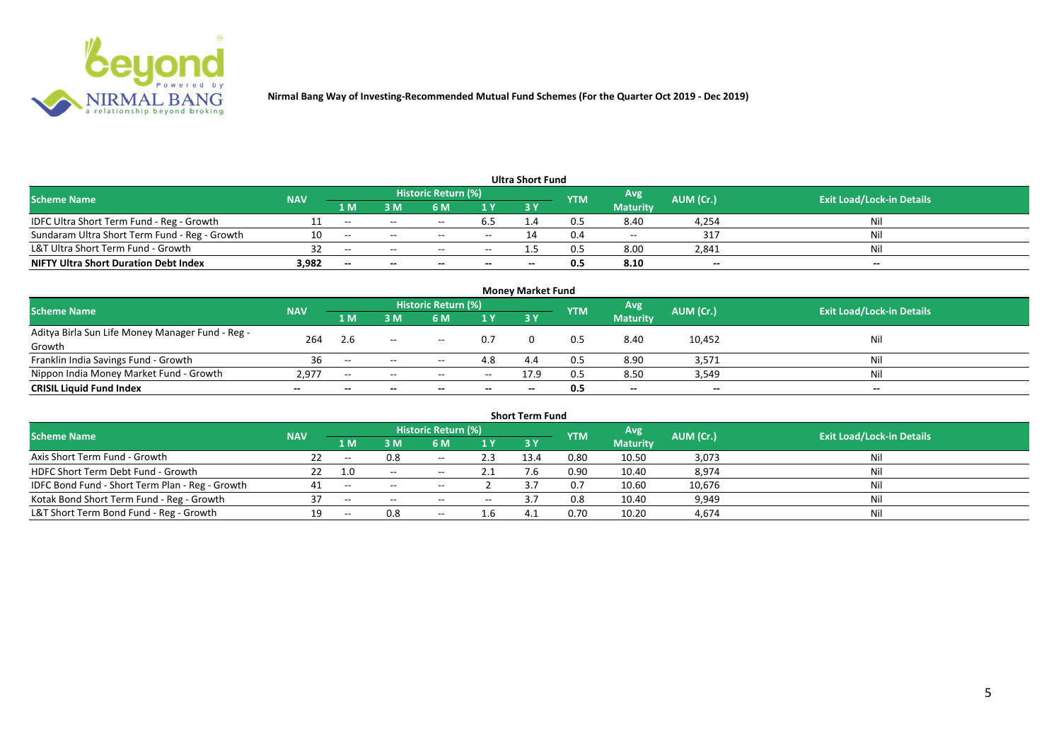**Nirmal Bang Way of Investing-Recommended Mutual Fund Schemes (For the Quarter Oct 2019 - Dec 2019)**

### Ultra Short Fund

| Scheme Name | NAV | Historic Return (%) | | | | | YTM | Avg Maturity | AUM (Cr.) | Exit Load/Lock-in Details |
|---|---|---|---|---|---|---|---|---|---|---|
| | | 1 M | 3 M | 6 M | 1 Y | 3 Y | | | | |
| IDFC Ultra Short Term Fund - Reg - Growth | 11 | -- | -- | -- | 6.5 | 1.4 | 0.5 | 8.40 | 4,254 | Nil |
| Sundaram Ultra Short Term Fund - Reg - Growth | 10 | -- | -- | -- | -- | 14 | 0.4 | -- | 317 | Nil |
| L&T Ultra Short Term Fund - Growth | 32 | -- | -- | -- | -- | 1.5 | 0.5 | 8.00 | 2,841 | Nil |
| **NIFTY Ultra Short Duration Debt Index** | **3,982** | **--** | **--** | **--** | **--** | **--** | **0.5** | **8.10** | **--** | **--** |

### Money Market Fund

| Scheme Name | NAV | Historic Return (%) | | | | | YTM | Avg Maturity | AUM (Cr.) | Exit Load/Lock-in Details |
|---|---|---|---|---|---|---|---|---|---|---|
| | | 1 M | 3 M | 6 M | 1 Y | 3 Y | | | | |
| Aditya Birla Sun Life Money Manager Fund - Reg - Growth | 264 | 2.6 | -- | -- | 0.7 | 0 | 0.5 | 8.40 | 10,452 | Nil |
| Franklin India Savings Fund - Growth | 36 | -- | -- | -- | 4.8 | 4.4 | 0.5 | 8.90 | 3,571 | Nil |
| Nippon India Money Market Fund - Growth | 2,977 | -- | -- | -- | -- | 17.9 | 0.5 | 8.50 | 3,549 | Nil |
| **CRISIL Liquid Fund Index** | **--** | **--** | **--** | **--** | **--** | **--** | **0.5** | **--** | **--** | **--** |

### Short Term Fund

| Scheme Name | NAV | Historic Return (%) | | | | | YTM | Avg Maturity | AUM (Cr.) | Exit Load/Lock-in Details |
|---|---|---|---|---|---|---|---|---|---|---|
| | | 1 M | 3 M | 6 M | 1 Y | 3 Y | | | | |
| Axis Short Term Fund - Growth | 22 | -- | 0.8 | -- | 2.3 | 13.4 | 0.80 | 10.50 | 3,073 | Nil |
| HDFC Short Term Debt Fund - Growth | 22 | 1.0 | -- | -- | 2.1 | 7.6 | 0.90 | 10.40 | 8,974 | Nil |
| IDFC Bond Fund - Short Term Plan - Reg - Growth | 41 | -- | -- | -- | 2 | 3.7 | 0.7 | 10.60 | 10,676 | Nil |
| Kotak Bond Short Term Fund - Reg - Growth | 37 | -- | -- | -- | -- | 3.7 | 0.8 | 10.40 | 9,949 | Nil |
| L&T Short Term Bond Fund - Reg - Growth | 19 | -- | 0.8 | -- | 1.6 | 4.1 | 0.70 | 10.20 | 4,674 | Nil |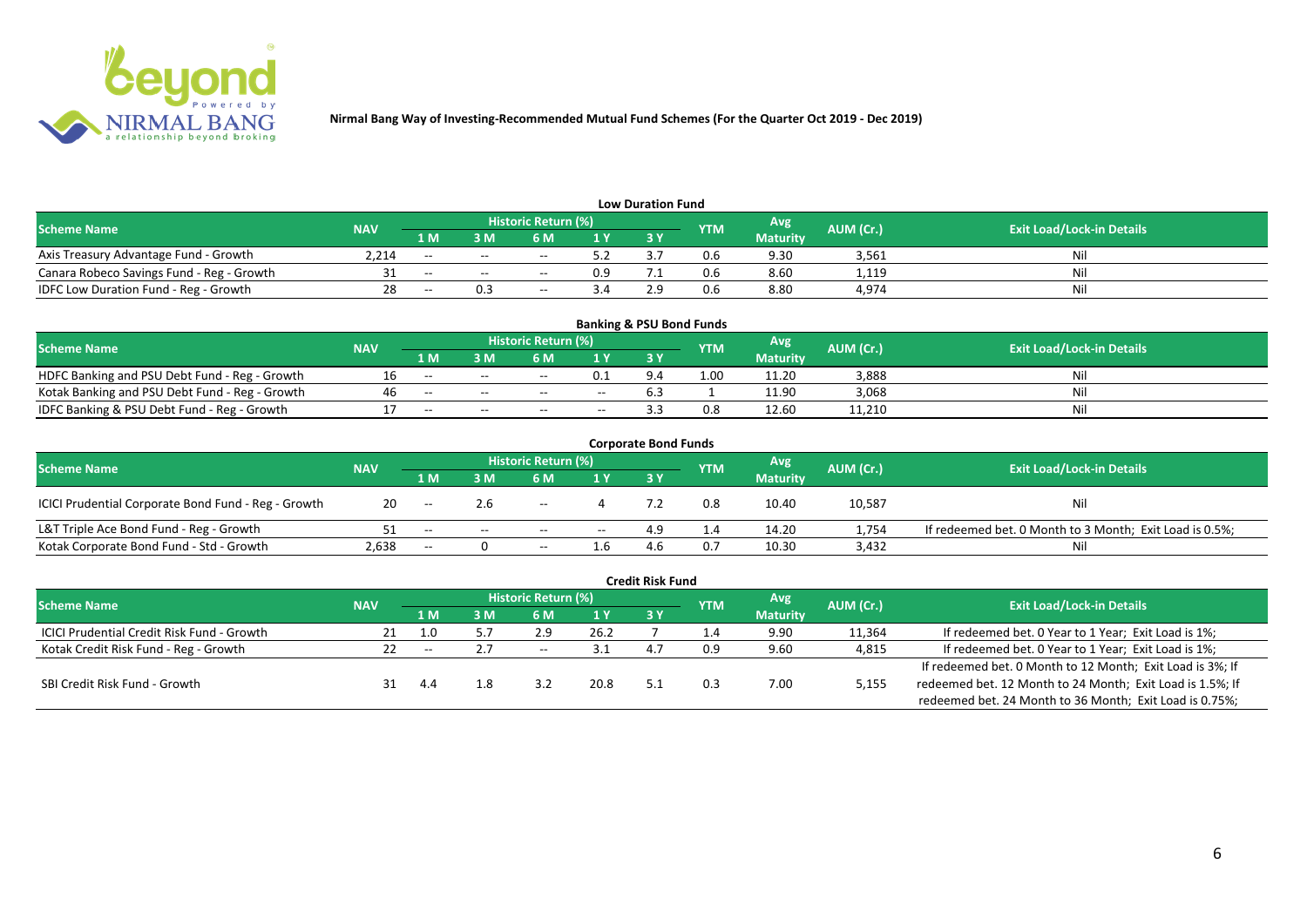**Nirmal Bang Way of Investing-Recommended Mutual Fund Schemes (For the Quarter Oct 2019 - Dec 2019)**

## Low Duration Fund

| Scheme Name | NAV | Historic Return (%) | | | | | YTM | Avg Maturity | AUM (Cr.) | Exit Load/Lock-in Details |
|---|---|---|---|---|---|---|---|---|---|---|
| | | 1 M | 3 M | 6 M | 1 Y | 3 Y | | | | |
| Axis Treasury Advantage Fund - Growth | 2,214 | -- | -- | -- | 5.2 | 3.7 | 0.6 | 9.30 | 3,561 | Nil |
| Canara Robeco Savings Fund - Reg - Growth | 31 | -- | -- | -- | 0.9 | 7.1 | 0.6 | 8.60 | 1,119 | Nil |
| IDFC Low Duration Fund - Reg - Growth | 28 | -- | 0.3 | -- | 3.4 | 2.9 | 0.6 | 8.80 | 4,974 | Nil |

## Banking & PSU Bond Funds

| Scheme Name | NAV | Historic Return (%) | | | | | YTM | Avg Maturity | AUM (Cr.) | Exit Load/Lock-in Details |
|---|---|---|---|---|---|---|---|---|---|---|
| | | 1 M | 3 M | 6 M | 1 Y | 3 Y | | | | |
| HDFC Banking and PSU Debt Fund - Reg - Growth | 16 | -- | -- | -- | 0.1 | 9.4 | 1.00 | 11.20 | 3,888 | Nil |
| Kotak Banking and PSU Debt Fund - Reg - Growth | 46 | -- | -- | -- | -- | 6.3 | 1 | 11.90 | 3,068 | Nil |
| IDFC Banking & PSU Debt Fund - Reg - Growth | 17 | -- | -- | -- | -- | 3.3 | 0.8 | 12.60 | 11,210 | Nil |

## Corporate Bond Funds

| Scheme Name | NAV | Historic Return (%) | | | | | YTM | Avg Maturity | AUM (Cr.) | Exit Load/Lock-in Details |
|---|---|---|---|---|---|---|---|---|---|---|
| | | 1 M | 3 M | 6 M | 1 Y | 3 Y | | | | |
| ICICI Prudential Corporate Bond Fund - Reg - Growth | 20 | -- | 2.6 | -- | 4 | 7.2 | 0.8 | 10.40 | 10,587 | Nil |
| L&T Triple Ace Bond Fund - Reg - Growth | 51 | -- | -- | -- | -- | 4.9 | 1.4 | 14.20 | 1,754 | If redeemed bet. 0 Month to 3 Month; Exit Load is 0.5%; |
| Kotak Corporate Bond Fund - Std - Growth | 2,638 | -- | 0 | -- | 1.6 | 4.6 | 0.7 | 10.30 | 3,432 | Nil |

## Credit Risk Fund

| Scheme Name | NAV | Historic Return (%) | | | | | YTM | Avg Maturity | AUM (Cr.) | Exit Load/Lock-in Details |
|---|---|---|---|---|---|---|---|---|---|---|
| | | 1 M | 3 M | 6 M | 1 Y | 3 Y | | | | |
| ICICI Prudential Credit Risk Fund - Growth | 21 | 1.0 | 5.7 | 2.9 | 26.2 | 7 | 1.4 | 9.90 | 11,364 | If redeemed bet. 0 Year to 1 Year; Exit Load is 1%; |
| Kotak Credit Risk Fund - Reg - Growth | 22 | -- | 2.7 | -- | 3.1 | 4.7 | 0.9 | 9.60 | 4,815 | If redeemed bet. 0 Year to 1 Year; Exit Load is 1%; |
| SBI Credit Risk Fund - Growth | 31 | 4.4 | 1.8 | 3.2 | 20.8 | 5.1 | 0.3 | 7.00 | 5,155 | If redeemed bet. 0 Month to 12 Month; Exit Load is 3%; If redeemed bet. 12 Month to 24 Month; Exit Load is 1.5%; If redeemed bet. 24 Month to 36 Month; Exit Load is 0.75%; |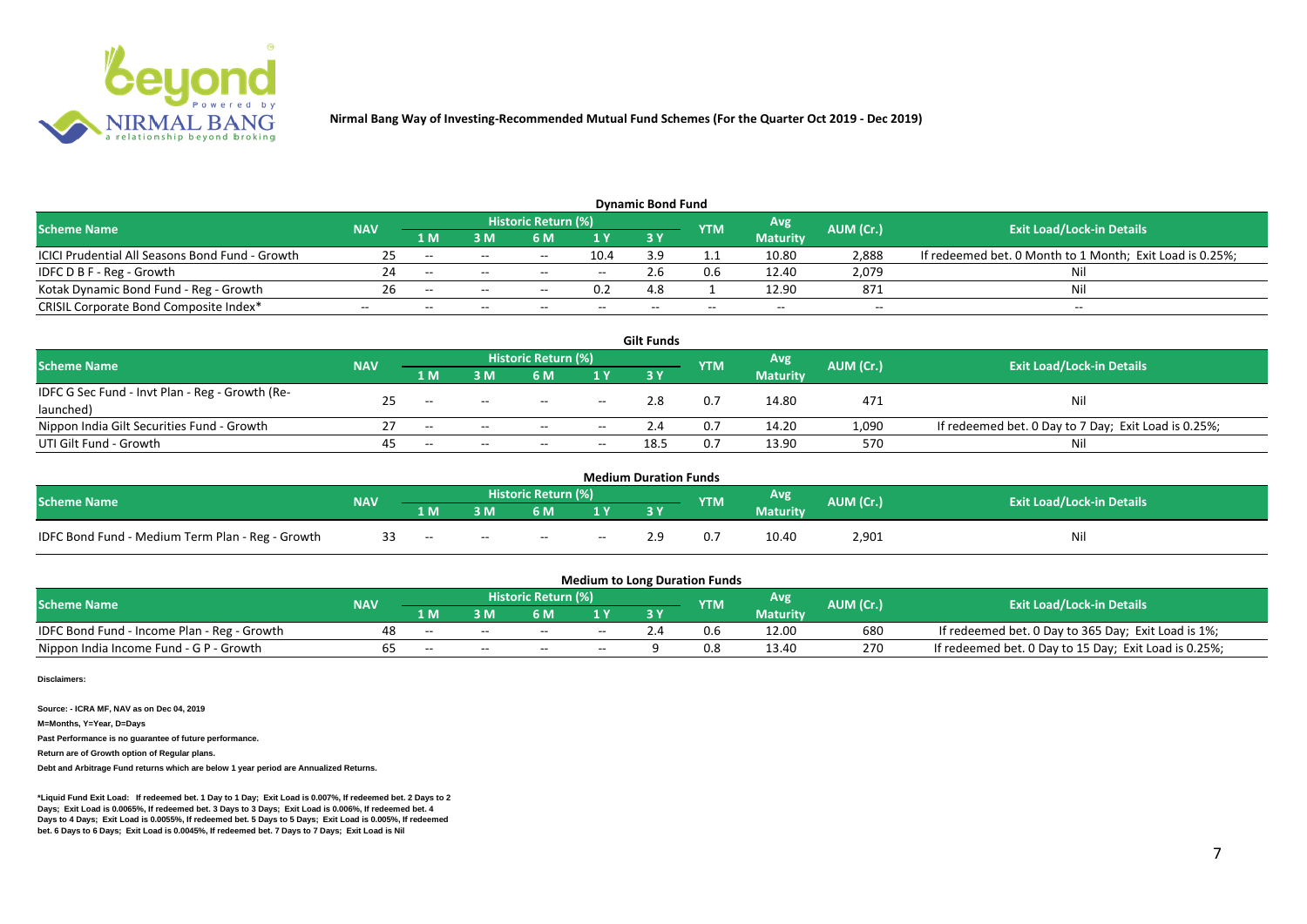**Nirmal Bang Way of Investing-Recommended Mutual Fund Schemes (For the Quarter Oct 2019 - Dec 2019)**

## Dynamic Bond Fund

| Scheme Name | NAV | Historic Return (%) | | | | | YTM | Avg Maturity | AUM (Cr.) | Exit Load/Lock-in Details |
|---|---|---|---|---|---|---|---|---|---|---|
| | | 1 M | 3 M | 6 M | 1 Y | 3 Y | | | | |
| ICICI Prudential All Seasons Bond Fund - Growth | 25 | -- | -- | -- | 10.4 | 3.9 | 1.1 | 10.80 | 2,888 | If redeemed bet. 0 Month to 1 Month; Exit Load is 0.25%; |
| IDFC D B F - Reg - Growth | 24 | -- | -- | -- | -- | 2.6 | 0.6 | 12.40 | 2,079 | Nil |
| Kotak Dynamic Bond Fund - Reg - Growth | 26 | -- | -- | -- | 0.2 | 4.8 | 1 | 12.90 | 871 | Nil |
| CRISIL Corporate Bond Composite Index* | -- | -- | -- | -- | -- | -- | -- | -- | -- | -- |

## Gilt Funds

| Scheme Name | NAV | Historic Return (%) | | | | | YTM | Avg Maturity | AUM (Cr.) | Exit Load/Lock-in Details |
|---|---|---|---|---|---|---|---|---|---|---|
| | | 1 M | 3 M | 6 M | 1 Y | 3 Y | | | | |
| IDFC G Sec Fund - Invt Plan - Reg - Growth (Re-launched) | 25 | -- | -- | -- | -- | 2.8 | 0.7 | 14.80 | 471 | Nil |
| Nippon India Gilt Securities Fund - Growth | 27 | -- | -- | -- | -- | 2.4 | 0.7 | 14.20 | 1,090 | If redeemed bet. 0 Day to 7 Day; Exit Load is 0.25%; |
| UTI Gilt Fund - Growth | 45 | -- | -- | -- | -- | 18.5 | 0.7 | 13.90 | 570 | Nil |

## Medium Duration Funds

| Scheme Name | NAV | Historic Return (%) | | | | | YTM | Avg Maturity | AUM (Cr.) | Exit Load/Lock-in Details |
|---|---|---|---|---|---|---|---|---|---|---|
| | | 1 M | 3 M | 6 M | 1 Y | 3 Y | | | | |
| IDFC Bond Fund - Medium Term Plan - Reg - Growth | 33 | -- | -- | -- | -- | 2.9 | 0.7 | 10.40 | 2,901 | Nil |

## Medium to Long Duration Funds

| Scheme Name | NAV | Historic Return (%) | | | | | YTM | Avg Maturity | AUM (Cr.) | Exit Load/Lock-in Details |
|---|---|---|---|---|---|---|---|---|---|---|
| | | 1 M | 3 M | 6 M | 1 Y | 3 Y | | | | |
| IDFC Bond Fund - Income Plan - Reg - Growth | 48 | -- | -- | -- | -- | 2.4 | 0.6 | 12.00 | 680 | If redeemed bet. 0 Day to 365 Day; Exit Load is 1%; |
| Nippon India Income Fund - G P - Growth | 65 | -- | -- | -- | -- | 9 | 0.8 | 13.40 | 270 | If redeemed bet. 0 Day to 15 Day; Exit Load is 0.25%; |

**Disclaimers:**

**Source: - ICRA MF, NAV as on Dec 04, 2019**

**M=Months, Y=Year, D=Days**

**Past Performance is no guarantee of future performance.**

**Return are of Growth option of Regular plans.**

**Debt and Arbitrage Fund returns which are below 1 year period are Annualized Returns.**

**\*Liquid Fund Exit Load: If redeemed bet. 1 Day to 1 Day; Exit Load is 0.007%, If redeemed bet. 2 Days to 2 Days; Exit Load is 0.0065%, If redeemed bet. 3 Days to 3 Days; Exit Load is 0.006%, If redeemed bet. 4 Days to 4 Days; Exit Load is 0.0055%, If redeemed bet. 5 Days to 5 Days; Exit Load is 0.005%, If redeemed bet. 6 Days to 6 Days; Exit Load is 0.0045%, If redeemed bet. 7 Days to 7 Days; Exit Load is Nil**